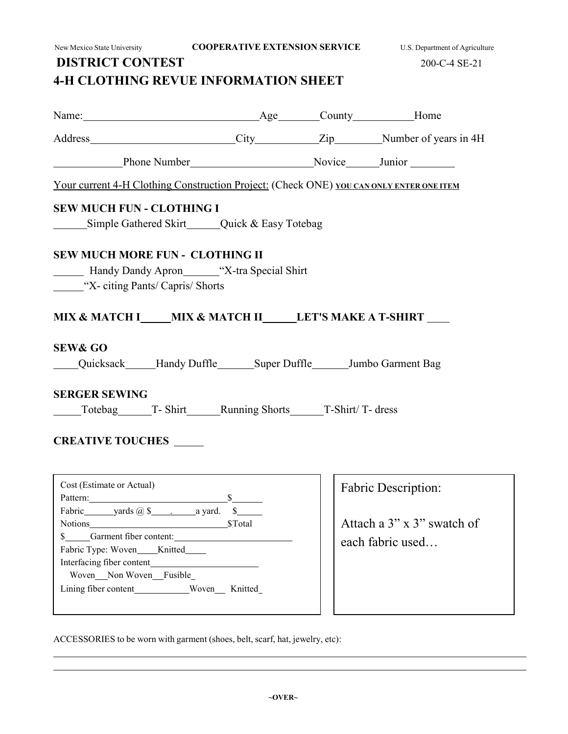New Mexico State University **COOPERATIVE EXTENSION SERVICE** U.S. Department of Agriculture

# DISTRICT CONTEST

200-C-4 SE-21

# 4-H CLOTHING REVUE INFORMATION SHEET

Name:________________________________Age_______County__________Home

Address__________________________City__________Zip________Number of years in 4H

____________Phone Number______________________Novice______Junior ________

Your current 4-H Clothing Construction Project: (Check ONE) **YOU CAN ONLY ENTER ONE ITEM**

**SEW MUCH FUN - CLOTHING I**

______Simple Gathered Skirt______Quick & Easy Totebag

**SEW MUCH MORE FUN - CLOTHING II**

______ Handy Dandy Apron______"X-tra Special Shirt

______"X- citing Pants/ Capris/ Shorts

**MIX & MATCH I_____MIX & MATCH II______LET'S MAKE A T-SHIRT ____**

**SEW& GO**

____Quicksack_____Handy Duffle_______Super Duffle______Jumbo Garment Bag

**SERGER SEWING**

_____Totebag______T- Shirt______Running Shorts______T-Shirt/ T- dress

**CREATIVE TOUCHES _____**

Cost (Estimate or Actual)

Pattern:_____________________________$______

Fabric______yards @ $____.______a yard. $______

Notions_______________________________$Total

$_____Garment fiber content:_________________________

Fabric Type: Woven____Knitted_____

Interfacing fiber content________________________

Woven__Non Woven__Fusible_

Lining fiber content___________Woven__ Knitted_

Fabric Description:

Attach a 3" x 3" swatch of each fabric used…

ACCESSORIES to be worn with garment (shoes, belt, scarf, hat, jewelry, etc):

_____________________________________________________________________________

_____________________________________________________________________________

~OVER~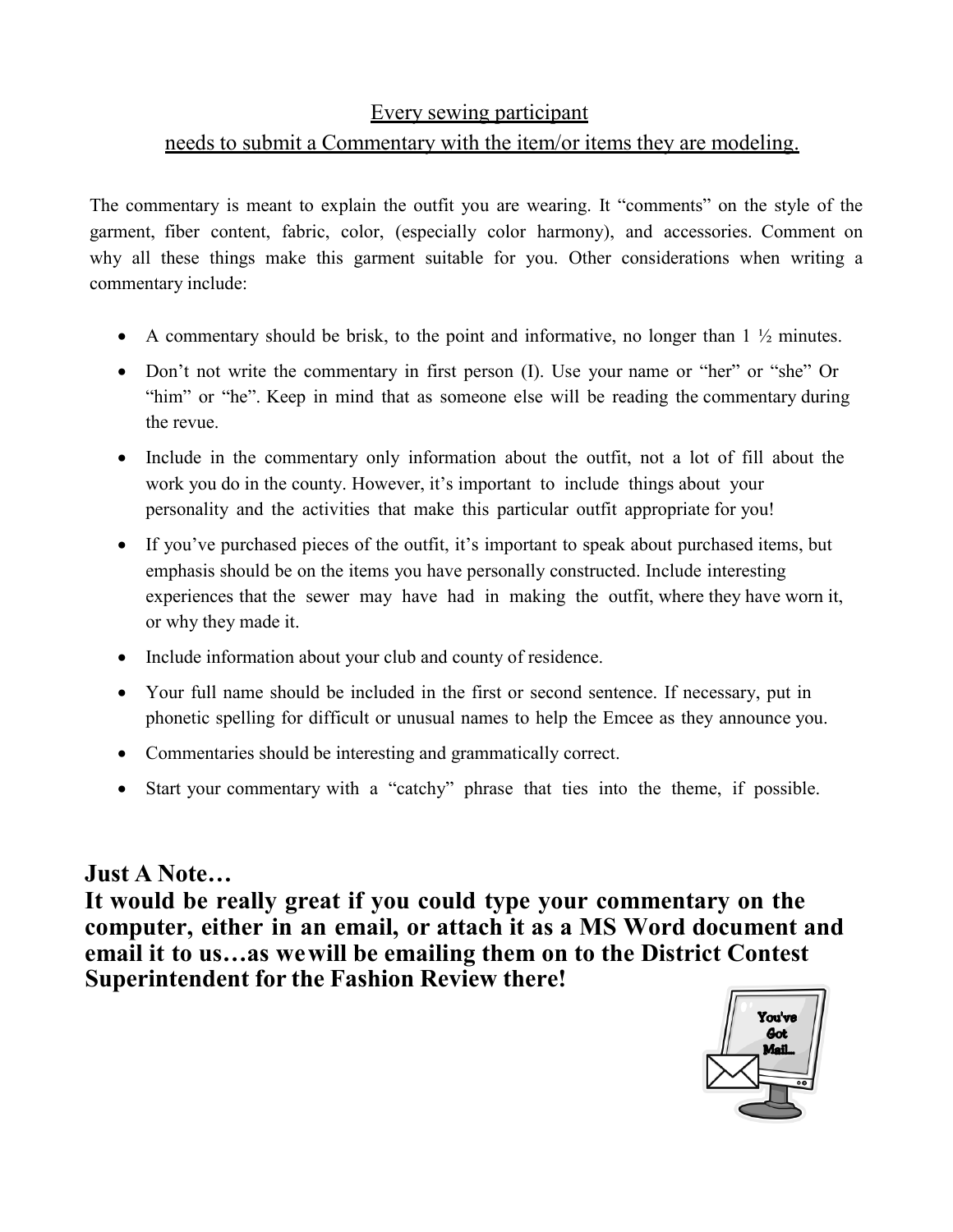Every sewing participant
needs to submit a Commentary with the item/or items they are modeling.

The commentary is meant to explain the outfit you are wearing. It "comments" on the style of the garment, fiber content, fabric, color, (especially color harmony), and accessories. Comment on why all these things make this garment suitable for you. Other considerations when writing a commentary include:

- A commentary should be brisk, to the point and informative, no longer than 1 ½ minutes.
- Don't not write the commentary in first person (I). Use your name or "her" or "she" Or "him" or "he". Keep in mind that as someone else will be reading the commentary during the revue.
- Include in the commentary only information about the outfit, not a lot of fill about the work you do in the county. However, it's important to include things about your personality and the activities that make this particular outfit appropriate for you!
- If you've purchased pieces of the outfit, it's important to speak about purchased items, but emphasis should be on the items you have personally constructed. Include interesting experiences that the sewer may have had in making the outfit, where they have worn it, or why they made it.
- Include information about your club and county of residence.
- Your full name should be included in the first or second sentence. If necessary, put in phonetic spelling for difficult or unusual names to help the Emcee as they announce you.
- Commentaries should be interesting and grammatically correct.
- Start your commentary with a "catchy" phrase that ties into the theme, if possible.

**Just A Note…**
**It would be really great if you could type your commentary on the computer, either in an email, or attach it as a MS Word document and email it to us…as we will be emailing them on to the District Contest Superintendent for the Fashion Review there!**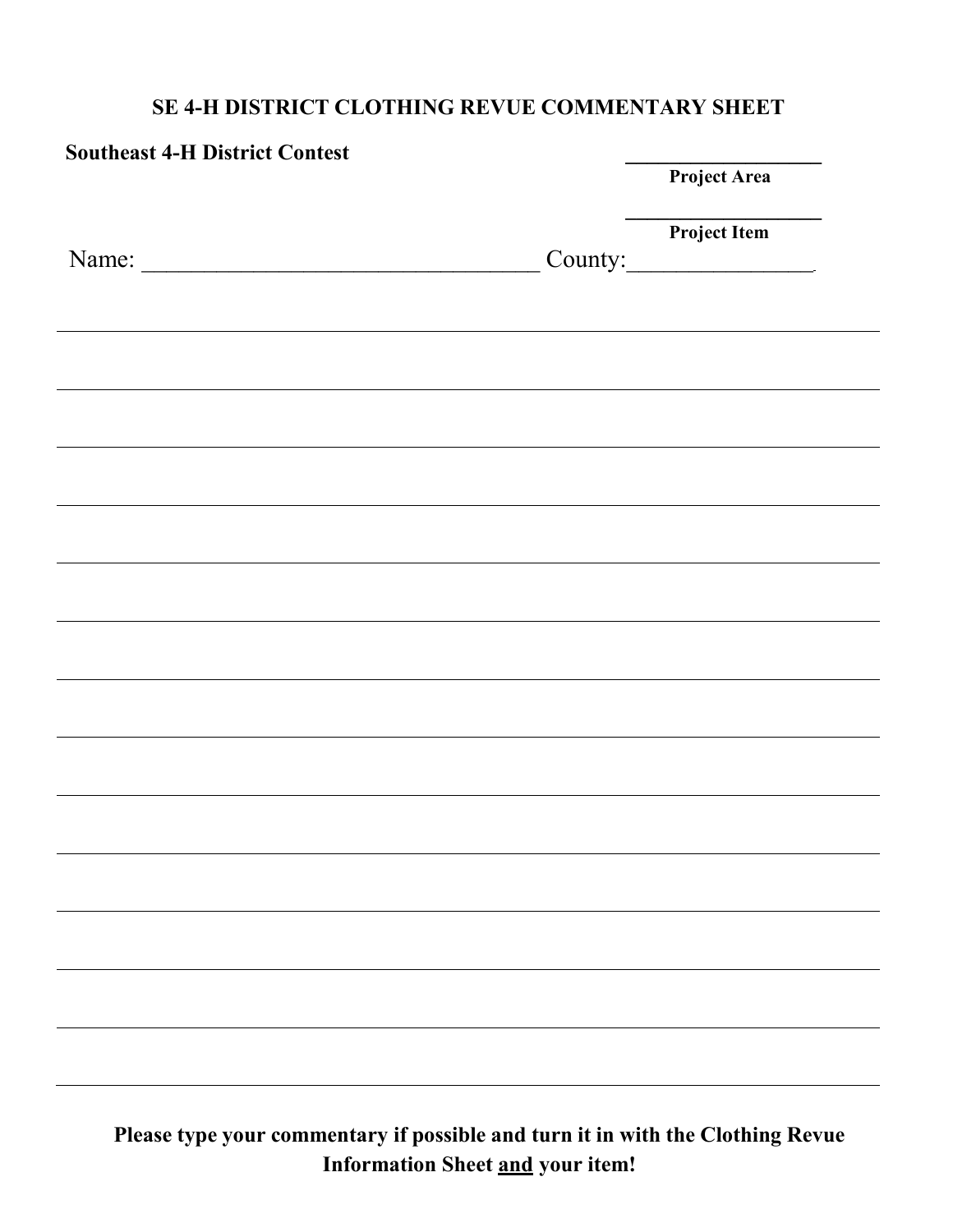**SE 4-H DISTRICT CLOTHING REVUE COMMENTARY SHEET**

**Southeast 4-H District Contest**

___________________
**Project Area**

___________________
**Project Item**

Name: _________________________________ County:_______________

_______________________________________________________________________________

_______________________________________________________________________________

_______________________________________________________________________________

_______________________________________________________________________________

_______________________________________________________________________________

_______________________________________________________________________________

_______________________________________________________________________________

_______________________________________________________________________________

_______________________________________________________________________________

_______________________________________________________________________________

_______________________________________________________________________________

_______________________________________________________________________________

_______________________________________________________________________________

_______________________________________________________________________________

**Please type your commentary if possible and turn it in with the Clothing Revue Information Sheet <u>and</u> your item!**